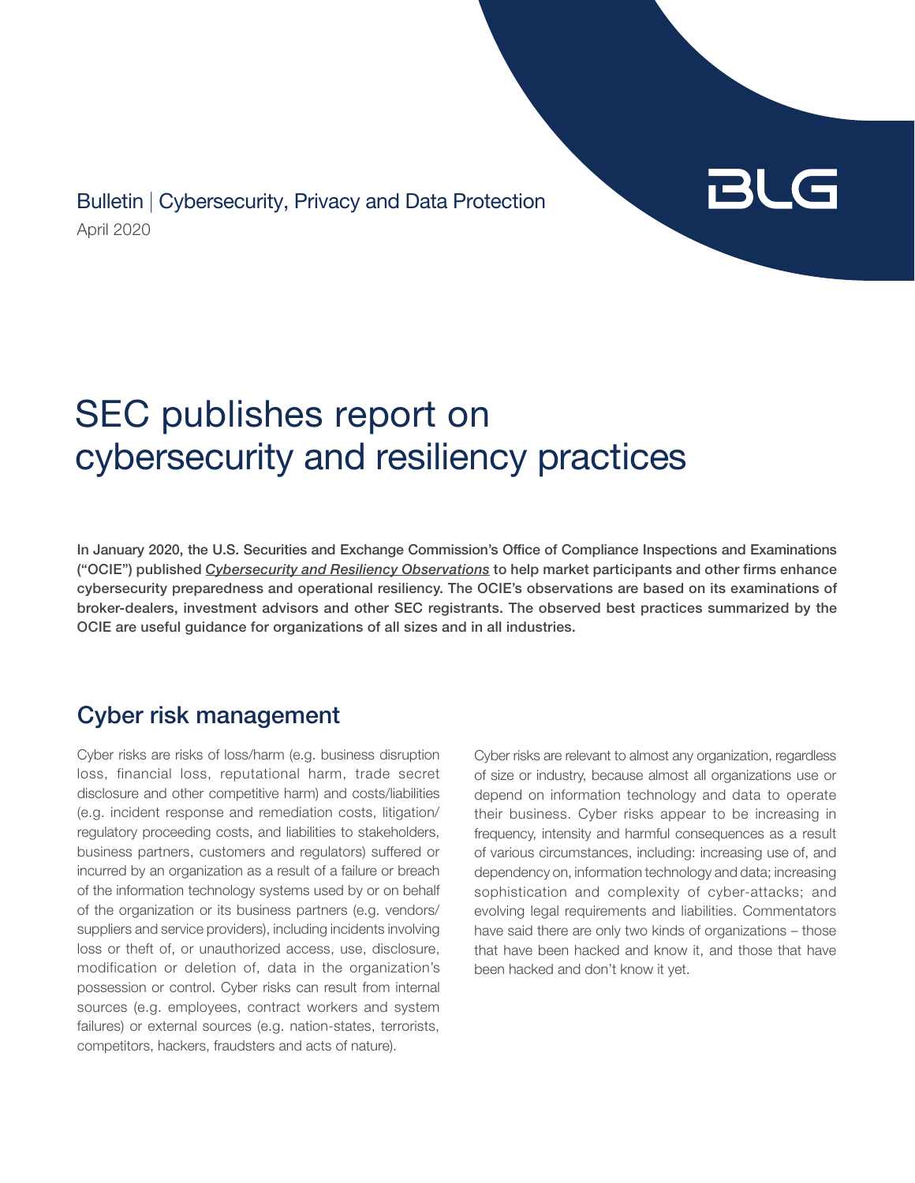Bulletin | Cybersecurity, Privacy and Data Protection

April 2020

# SEC publishes report on cybersecurity and resiliency practices

**In January 2020, the U.S. Securities and Exchange Commission's Office of Compliance Inspections and Examinations ("OCIE") published *Cybersecurity and Resiliency Observations* to help market participants and other firms enhance cybersecurity preparedness and operational resiliency. The OCIE's observations are based on its examinations of broker-dealers, investment advisors and other SEC registrants. The observed best practices summarized by the OCIE are useful guidance for organizations of all sizes and in all industries.**

## Cyber risk management

Cyber risks are risks of loss/harm (e.g. business disruption loss, financial loss, reputational harm, trade secret disclosure and other competitive harm) and costs/liabilities (e.g. incident response and remediation costs, litigation/regulatory proceeding costs, and liabilities to stakeholders, business partners, customers and regulators) suffered or incurred by an organization as a result of a failure or breach of the information technology systems used by or on behalf of the organization or its business partners (e.g. vendors/suppliers and service providers), including incidents involving loss or theft of, or unauthorized access, use, disclosure, modification or deletion of, data in the organization's possession or control. Cyber risks can result from internal sources (e.g. employees, contract workers and system failures) or external sources (e.g. nation-states, terrorists, competitors, hackers, fraudsters and acts of nature).

Cyber risks are relevant to almost any organization, regardless of size or industry, because almost all organizations use or depend on information technology and data to operate their business. Cyber risks appear to be increasing in frequency, intensity and harmful consequences as a result of various circumstances, including: increasing use of, and dependency on, information technology and data; increasing sophistication and complexity of cyber-attacks; and evolving legal requirements and liabilities. Commentators have said there are only two kinds of organizations – those that have been hacked and know it, and those that have been hacked and don't know it yet.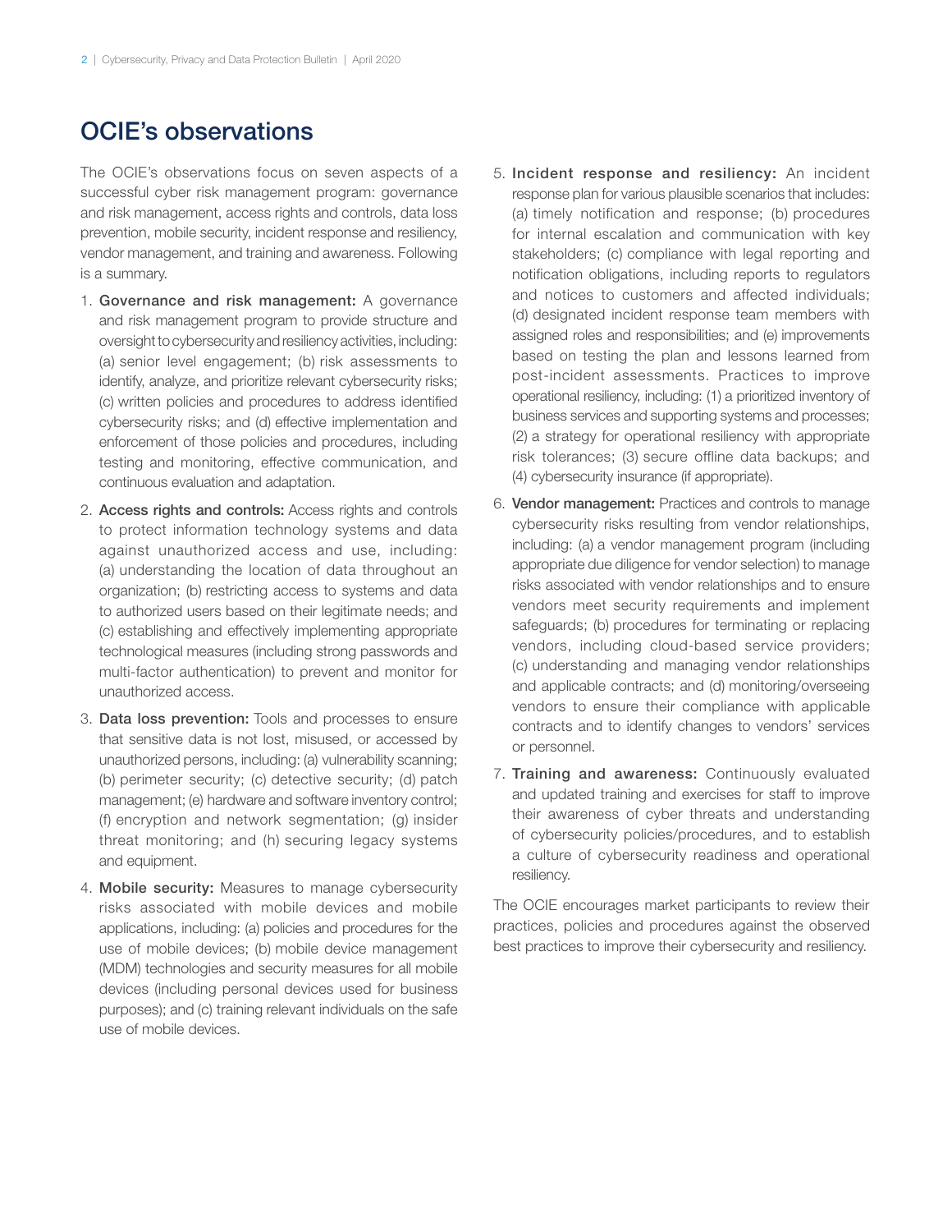## OCIE's observations

The OCIE's observations focus on seven aspects of a successful cyber risk management program: governance and risk management, access rights and controls, data loss prevention, mobile security, incident response and resiliency, vendor management, and training and awareness. Following is a summary.

1. **Governance and risk management:** A governance and risk management program to provide structure and oversight to cybersecurity and resiliency activities, including: (a) senior level engagement; (b) risk assessments to identify, analyze, and prioritize relevant cybersecurity risks; (c) written policies and procedures to address identified cybersecurity risks; and (d) effective implementation and enforcement of those policies and procedures, including testing and monitoring, effective communication, and continuous evaluation and adaptation.
2. **Access rights and controls:** Access rights and controls to protect information technology systems and data against unauthorized access and use, including: (a) understanding the location of data throughout an organization; (b) restricting access to systems and data to authorized users based on their legitimate needs; and (c) establishing and effectively implementing appropriate technological measures (including strong passwords and multi-factor authentication) to prevent and monitor for unauthorized access.
3. **Data loss prevention:** Tools and processes to ensure that sensitive data is not lost, misused, or accessed by unauthorized persons, including: (a) vulnerability scanning; (b) perimeter security; (c) detective security; (d) patch management; (e) hardware and software inventory control; (f) encryption and network segmentation; (g) insider threat monitoring; and (h) securing legacy systems and equipment.
4. **Mobile security:** Measures to manage cybersecurity risks associated with mobile devices and mobile applications, including: (a) policies and procedures for the use of mobile devices; (b) mobile device management (MDM) technologies and security measures for all mobile devices (including personal devices used for business purposes); and (c) training relevant individuals on the safe use of mobile devices.
5. **Incident response and resiliency:** An incident response plan for various plausible scenarios that includes: (a) timely notification and response; (b) procedures for internal escalation and communication with key stakeholders; (c) compliance with legal reporting and notification obligations, including reports to regulators and notices to customers and affected individuals; (d) designated incident response team members with assigned roles and responsibilities; and (e) improvements based on testing the plan and lessons learned from post-incident assessments. Practices to improve operational resiliency, including: (1) a prioritized inventory of business services and supporting systems and processes; (2) a strategy for operational resiliency with appropriate risk tolerances; (3) secure offline data backups; and (4) cybersecurity insurance (if appropriate).
6. **Vendor management:** Practices and controls to manage cybersecurity risks resulting from vendor relationships, including: (a) a vendor management program (including appropriate due diligence for vendor selection) to manage risks associated with vendor relationships and to ensure vendors meet security requirements and implement safeguards; (b) procedures for terminating or replacing vendors, including cloud-based service providers; (c) understanding and managing vendor relationships and applicable contracts; and (d) monitoring/overseeing vendors to ensure their compliance with applicable contracts and to identify changes to vendors' services or personnel.
7. **Training and awareness:** Continuously evaluated and updated training and exercises for staff to improve their awareness of cyber threats and understanding of cybersecurity policies/procedures, and to establish a culture of cybersecurity readiness and operational resiliency.

The OCIE encourages market participants to review their practices, policies and procedures against the observed best practices to improve their cybersecurity and resiliency.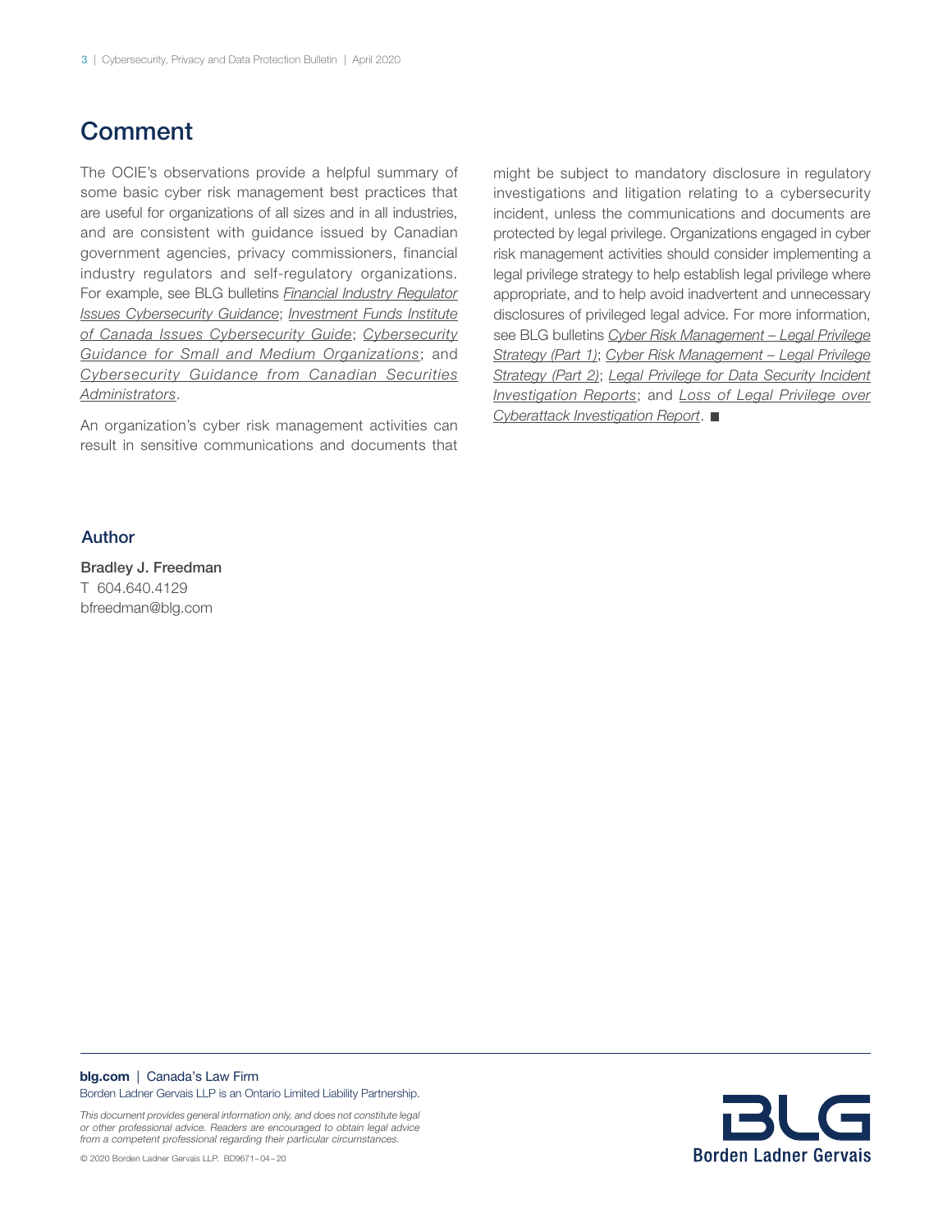## Comment

The OCIE's observations provide a helpful summary of some basic cyber risk management best practices that are useful for organizations of all sizes and in all industries, and are consistent with guidance issued by Canadian government agencies, privacy commissioners, financial industry regulators and self-regulatory organizations. For example, see BLG bulletins *Financial Industry Regulator Issues Cybersecurity Guidance*; *Investment Funds Institute of Canada Issues Cybersecurity Guide*; *Cybersecurity Guidance for Small and Medium Organizations*; and *Cybersecurity Guidance from Canadian Securities Administrators*.

An organization's cyber risk management activities can result in sensitive communications and documents that might be subject to mandatory disclosure in regulatory investigations and litigation relating to a cybersecurity incident, unless the communications and documents are protected by legal privilege. Organizations engaged in cyber risk management activities should consider implementing a legal privilege strategy to help establish legal privilege where appropriate, and to help avoid inadvertent and unnecessary disclosures of privileged legal advice. For more information, see BLG bulletins *Cyber Risk Management – Legal Privilege Strategy (Part 1)*; *Cyber Risk Management – Legal Privilege Strategy (Part 2)*; *Legal Privilege for Data Security Incident Investigation Reports*; and *Loss of Legal Privilege over Cyberattack Investigation Report*. ■

### Author

**Bradley J. Freedman**
T 604.640.4129
bfreedman@blg.com

**blg.com** | Canada's Law Firm
Borden Ladner Gervais LLP is an Ontario Limited Liability Partnership.

*This document provides general information only, and does not constitute legal or other professional advice. Readers are encouraged to obtain legal advice from a competent professional regarding their particular circumstances.*

© 2020 Borden Ladner Gervais LLP. BD9671–04–20

BLG
Borden Ladner Gervais